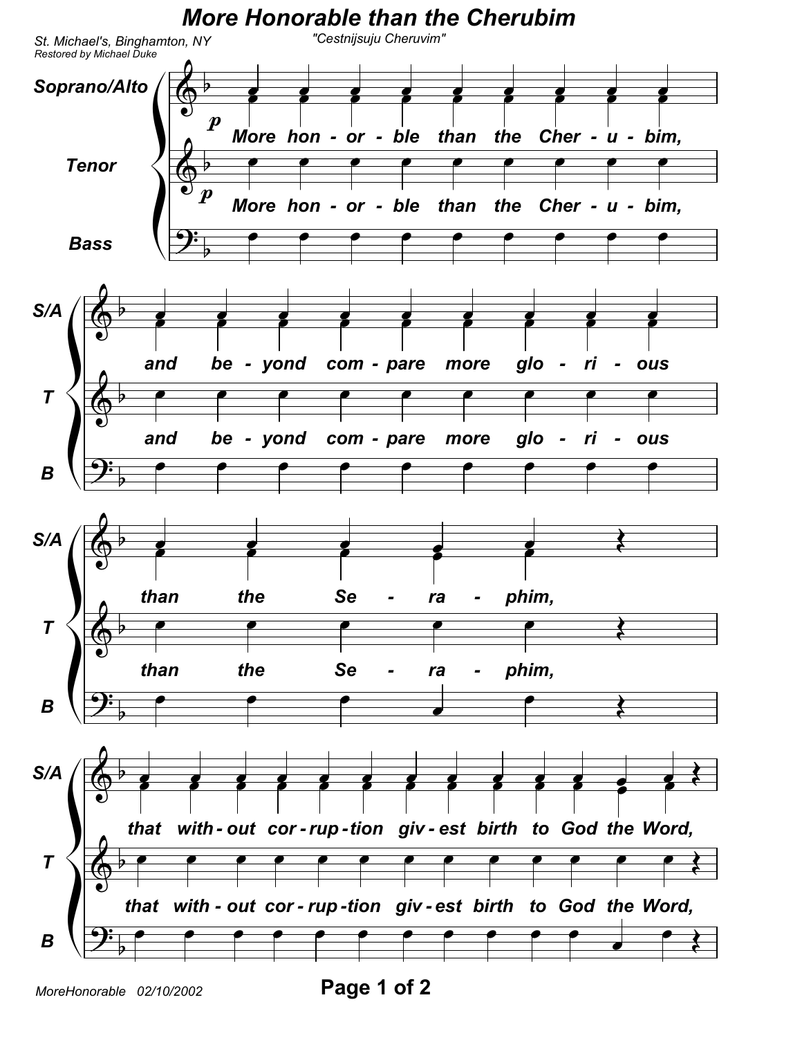# More Honorable than the Cherubim

"Cestnijsuju Cheruvim"

*St. Michael's, Binghamton, NY*
*Restored by Michael Duke*

Soprano/Alto, Tenor, Bass

*p* More hon - or - ble than the Cher - u - bim,

and be - yond com - pare more glo - ri - ous

than the Se - ra - phim,

that with - out cor - rup - tion giv - est birth to God the Word,

MoreHonorable 02/10/2002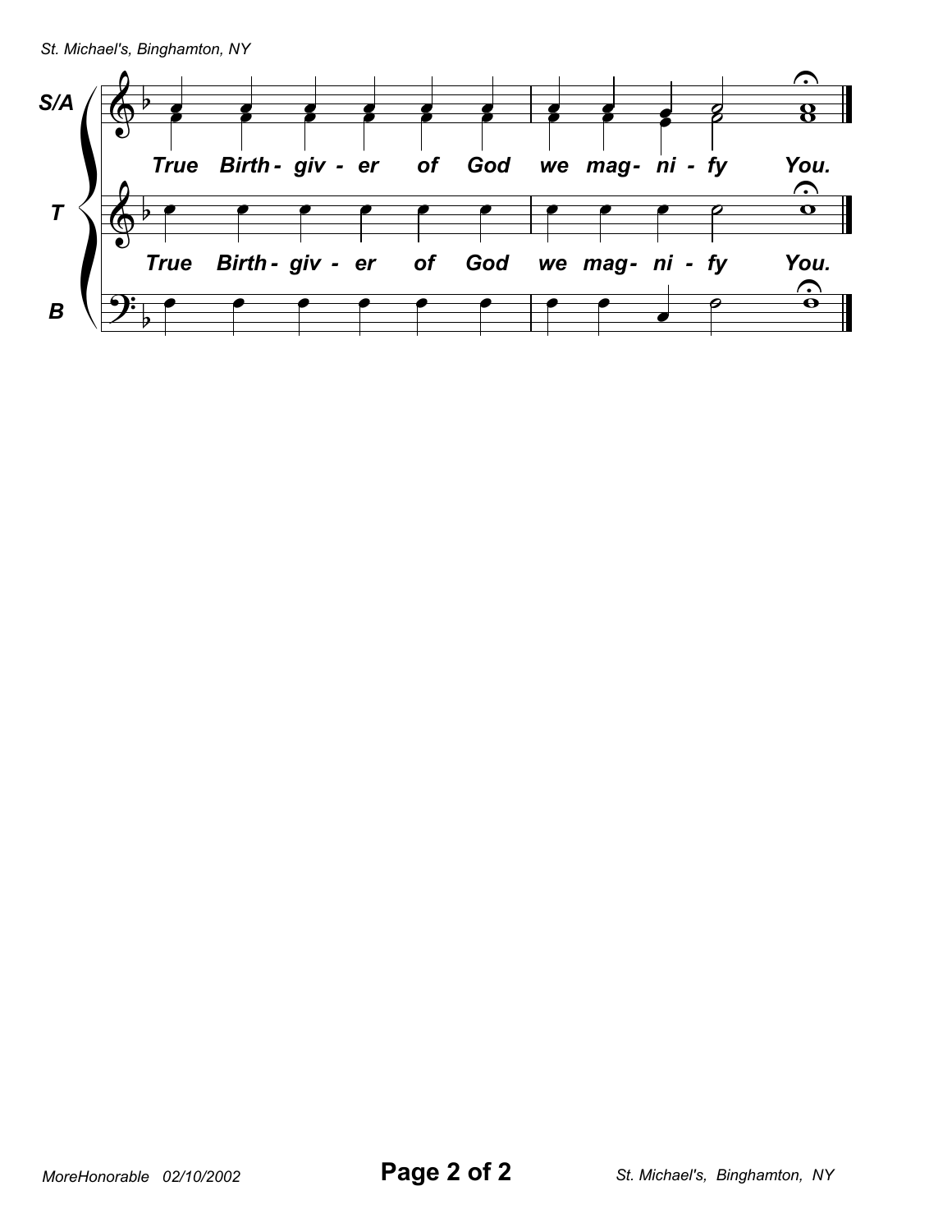S/A

True Birth - giv - er of God we mag - ni - fy You.

T

True Birth - giv - er of God we mag - ni - fy You.

B